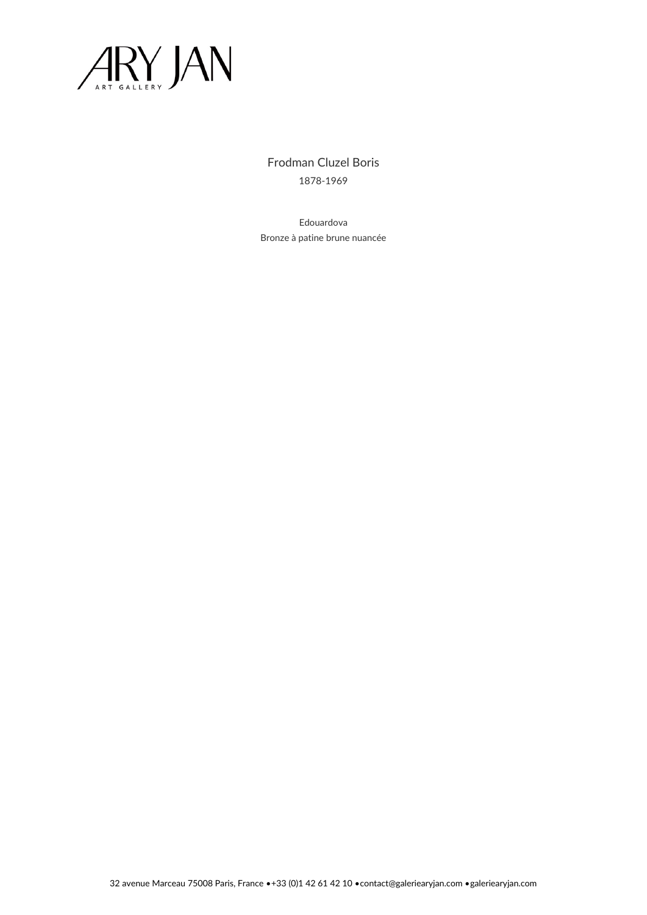ARY JAN
ART GALLERY

Frodman Cluzel Boris

1878-1969

Edouardova

Bronze à patine brune nuancée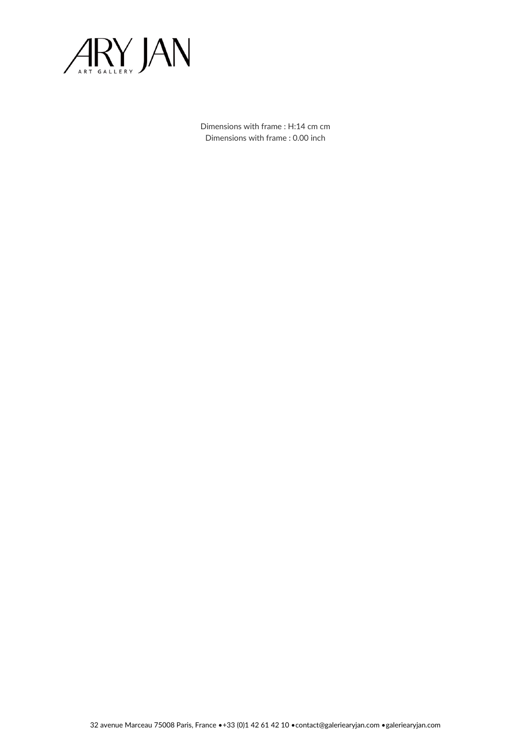Dimensions with frame : H:14 cm cm
Dimensions with frame : 0.00 inch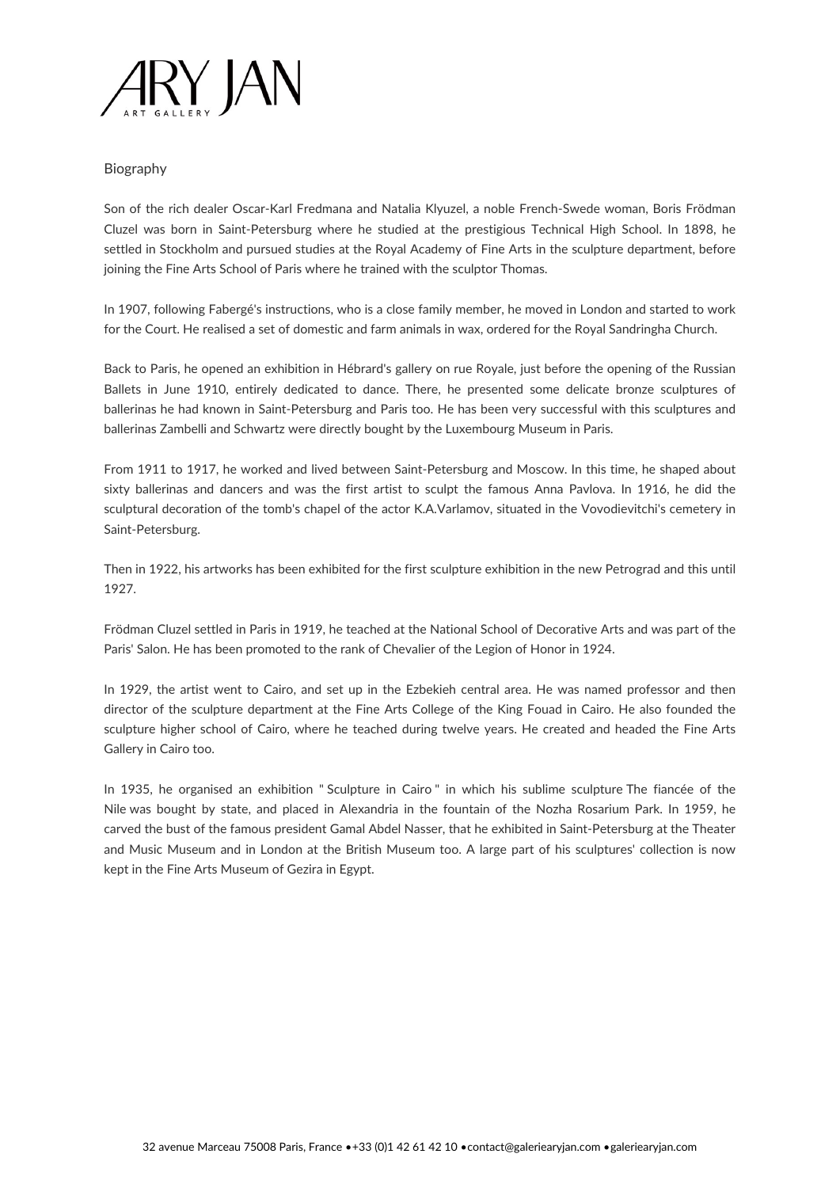Biography

Son of the rich dealer Oscar-Karl Fredmana and Natalia Klyuzel, a noble French-Swede woman, Boris Frödman Cluzel was born in Saint-Petersburg where he studied at the prestigious Technical High School. In 1898, he settled in Stockholm and pursued studies at the Royal Academy of Fine Arts in the sculpture department, before joining the Fine Arts School of Paris where he trained with the sculptor Thomas.

In 1907, following Fabergé's instructions, who is a close family member, he moved in London and started to work for the Court. He realised a set of domestic and farm animals in wax, ordered for the Royal Sandringha Church.

Back to Paris, he opened an exhibition in Hébrard's gallery on rue Royale, just before the opening of the Russian Ballets in June 1910, entirely dedicated to dance. There, he presented some delicate bronze sculptures of ballerinas he had known in Saint-Petersburg and Paris too. He has been very successful with this sculptures and ballerinas Zambelli and Schwartz were directly bought by the Luxembourg Museum in Paris.

From 1911 to 1917, he worked and lived between Saint-Petersburg and Moscow. In this time, he shaped about sixty ballerinas and dancers and was the first artist to sculpt the famous Anna Pavlova. In 1916, he did the sculptural decoration of the tomb's chapel of the actor K.A.Varlamov, situated in the Vovodievitchi's cemetery in Saint-Petersburg.

Then in 1922, his artworks has been exhibited for the first sculpture exhibition in the new Petrograd and this until 1927.

Frödman Cluzel settled in Paris in 1919, he teached at the National School of Decorative Arts and was part of the Paris' Salon. He has been promoted to the rank of Chevalier of the Legion of Honor in 1924.

In 1929, the artist went to Cairo, and set up in the Ezbekieh central area. He was named professor and then director of the sculpture department at the Fine Arts College of the King Fouad in Cairo. He also founded the sculpture higher school of Cairo, where he teached during twelve years. He created and headed the Fine Arts Gallery in Cairo too.

In 1935, he organised an exhibition " Sculpture in Cairo " in which his sublime sculpture The fiancée of the Nile was bought by state, and placed in Alexandria in the fountain of the Nozha Rosarium Park. In 1959, he carved the bust of the famous president Gamal Abdel Nasser, that he exhibited in Saint-Petersburg at the Theater and Music Museum and in London at the British Museum too. A large part of his sculptures' collection is now kept in the Fine Arts Museum of Gezira in Egypt.